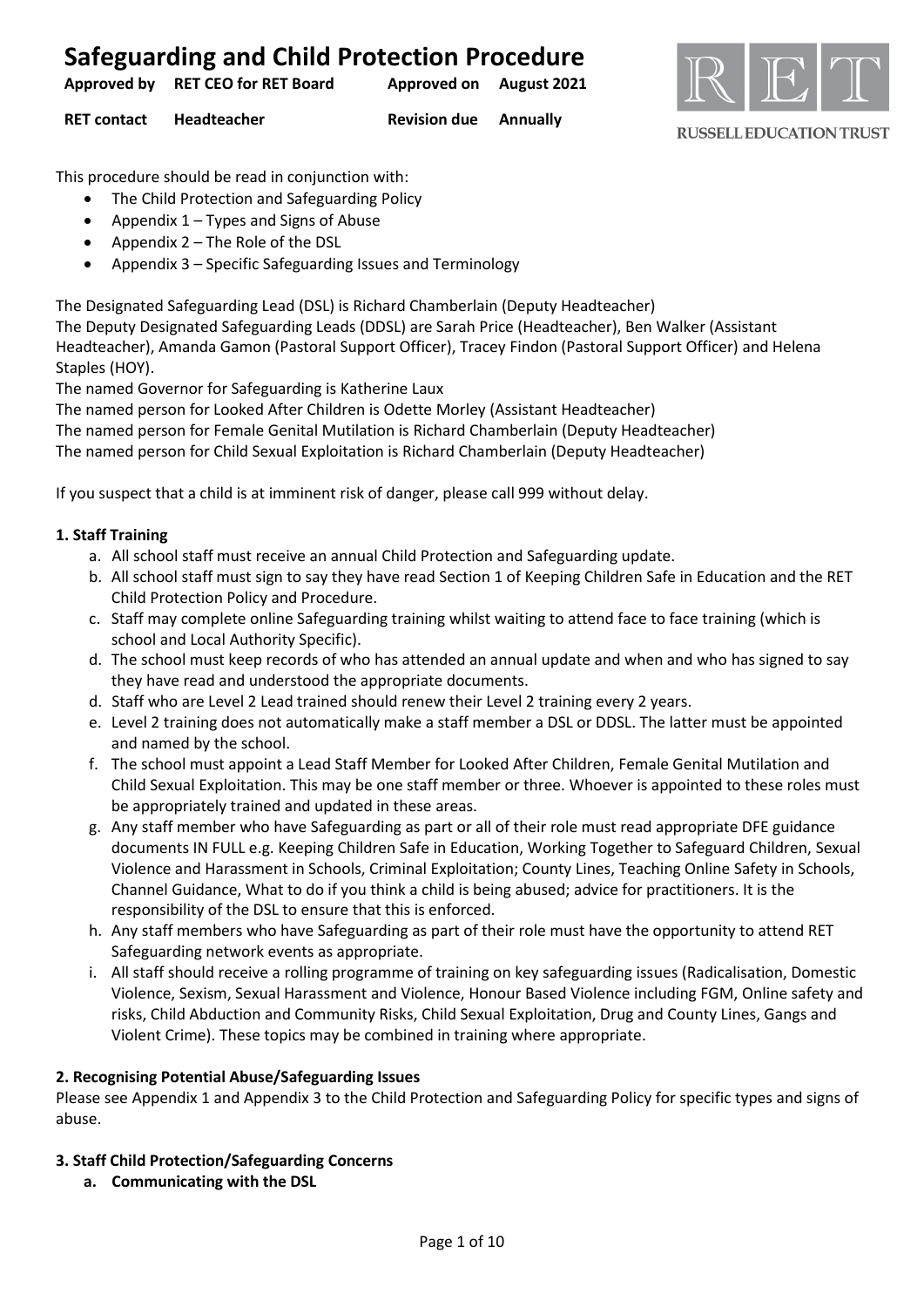# Safeguarding and Child Protection Procedure

| Approved by | RET CEO for RET Board | Approved on | August 2021 |
|---|---|---|---|
| RET contact | Headteacher | Revision due | Annually |

RUSSELL EDUCATION TRUST

This procedure should be read in conjunction with:

- The Child Protection and Safeguarding Policy
- Appendix 1 – Types and Signs of Abuse
- Appendix 2 – The Role of the DSL
- Appendix 3 – Specific Safeguarding Issues and Terminology

The Designated Safeguarding Lead (DSL) is Richard Chamberlain (Deputy Headteacher)
The Deputy Designated Safeguarding Leads (DDSL) are Sarah Price (Headteacher), Ben Walker (Assistant Headteacher), Amanda Gamon (Pastoral Support Officer), Tracey Findon (Pastoral Support Officer) and Helena Staples (HOY).
The named Governor for Safeguarding is Katherine Laux
The named person for Looked After Children is Odette Morley (Assistant Headteacher)
The named person for Female Genital Mutilation is Richard Chamberlain (Deputy Headteacher)
The named person for Child Sexual Exploitation is Richard Chamberlain (Deputy Headteacher)

If you suspect that a child is at imminent risk of danger, please call 999 without delay.

**1. Staff Training**

a. All school staff must receive an annual Child Protection and Safeguarding update.
b. All school staff must sign to say they have read Section 1 of Keeping Children Safe in Education and the RET Child Protection Policy and Procedure.
c. Staff may complete online Safeguarding training whilst waiting to attend face to face training (which is school and Local Authority Specific).
d. The school must keep records of who has attended an annual update and when and who has signed to say they have read and understood the appropriate documents.
d. Staff who are Level 2 Lead trained should renew their Level 2 training every 2 years.
e. Level 2 training does not automatically make a staff member a DSL or DDSL. The latter must be appointed and named by the school.
f. The school must appoint a Lead Staff Member for Looked After Children, Female Genital Mutilation and Child Sexual Exploitation. This may be one staff member or three. Whoever is appointed to these roles must be appropriately trained and updated in these areas.
g. Any staff member who have Safeguarding as part or all of their role must read appropriate DFE guidance documents IN FULL e.g. Keeping Children Safe in Education, Working Together to Safeguard Children, Sexual Violence and Harassment in Schools, Criminal Exploitation; County Lines, Teaching Online Safety in Schools, Channel Guidance, What to do if you think a child is being abused; advice for practitioners. It is the responsibility of the DSL to ensure that this is enforced.
h. Any staff members who have Safeguarding as part of their role must have the opportunity to attend RET Safeguarding network events as appropriate.
i. All staff should receive a rolling programme of training on key safeguarding issues (Radicalisation, Domestic Violence, Sexism, Sexual Harassment and Violence, Honour Based Violence including FGM, Online safety and risks, Child Abduction and Community Risks, Child Sexual Exploitation, Drug and County Lines, Gangs and Violent Crime). These topics may be combined in training where appropriate.

**2. Recognising Potential Abuse/Safeguarding Issues**

Please see Appendix 1 and Appendix 3 to the Child Protection and Safeguarding Policy for specific types and signs of abuse.

**3. Staff Child Protection/Safeguarding Concerns**

**a. Communicating with the DSL**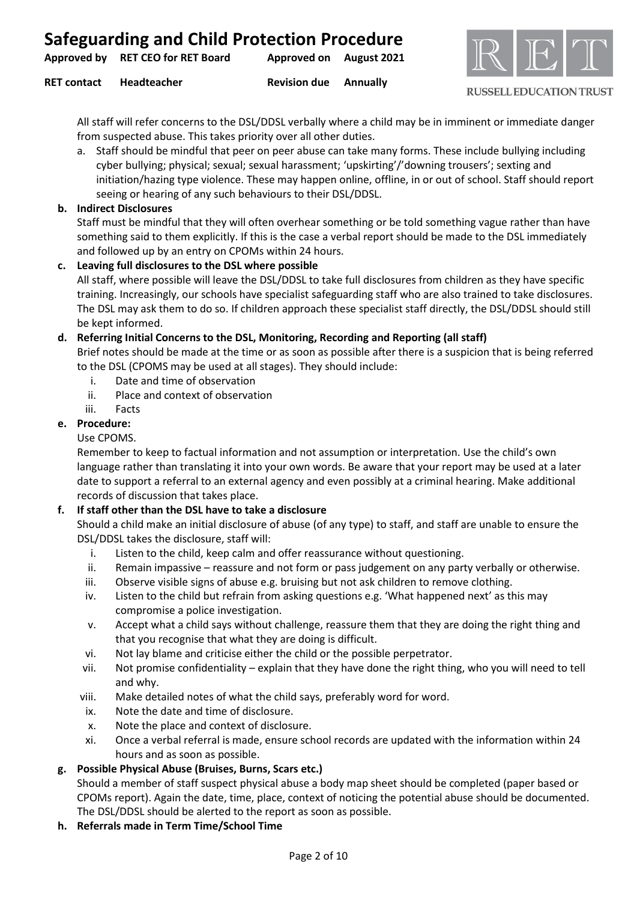All staff will refer concerns to the DSL/DDSL verbally where a child may be in imminent or immediate danger from suspected abuse. This takes priority over all other duties.

a. Staff should be mindful that peer on peer abuse can take many forms. These include bullying including cyber bullying; physical; sexual; sexual harassment; 'upskirting'/'downing trousers'; sexting and initiation/hazing type violence. These may happen online, offline, in or out of school. Staff should report seeing or hearing of any such behaviours to their DSL/DDSL.

**b. Indirect Disclosures**

Staff must be mindful that they will often overhear something or be told something vague rather than have something said to them explicitly. If this is the case a verbal report should be made to the DSL immediately and followed up by an entry on CPOMs within 24 hours.

**c. Leaving full disclosures to the DSL where possible**

All staff, where possible will leave the DSL/DDSL to take full disclosures from children as they have specific training. Increasingly, our schools have specialist safeguarding staff who are also trained to take disclosures. The DSL may ask them to do so. If children approach these specialist staff directly, the DSL/DDSL should still be kept informed.

**d. Referring Initial Concerns to the DSL, Monitoring, Recording and Reporting (all staff)**

Brief notes should be made at the time or as soon as possible after there is a suspicion that is being referred to the DSL (CPOMS may be used at all stages). They should include:

i. Date and time of observation
ii. Place and context of observation
iii. Facts

**e. Procedure:**

Use CPOMS.

Remember to keep to factual information and not assumption or interpretation. Use the child's own language rather than translating it into your own words. Be aware that your report may be used at a later date to support a referral to an external agency and even possibly at a criminal hearing. Make additional records of discussion that takes place.

**f. If staff other than the DSL have to take a disclosure**

Should a child make an initial disclosure of abuse (of any type) to staff, and staff are unable to ensure the DSL/DDSL takes the disclosure, staff will:

i. Listen to the child, keep calm and offer reassurance without questioning.
ii. Remain impassive – reassure and not form or pass judgement on any party verbally or otherwise.
iii. Observe visible signs of abuse e.g. bruising but not ask children to remove clothing.
iv. Listen to the child but refrain from asking questions e.g. 'What happened next' as this may compromise a police investigation.
v. Accept what a child says without challenge, reassure them that they are doing the right thing and that you recognise that what they are doing is difficult.
vi. Not lay blame and criticise either the child or the possible perpetrator.
vii. Not promise confidentiality – explain that they have done the right thing, who you will need to tell and why.
viii. Make detailed notes of what the child says, preferably word for word.
ix. Note the date and time of disclosure.
x. Note the place and context of disclosure.
xi. Once a verbal referral is made, ensure school records are updated with the information within 24 hours and as soon as possible.

**g. Possible Physical Abuse (Bruises, Burns, Scars etc.)**

Should a member of staff suspect physical abuse a body map sheet should be completed (paper based or CPOMs report). Again the date, time, place, context of noticing the potential abuse should be documented. The DSL/DDSL should be alerted to the report as soon as possible.

**h. Referrals made in Term Time/School Time**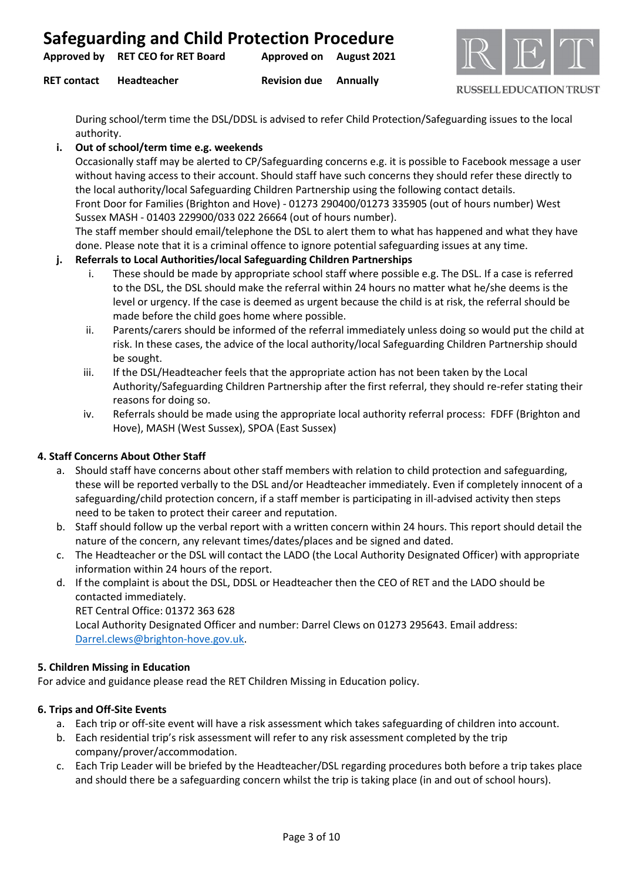During school/term time the DSL/DDSL is advised to refer Child Protection/Safeguarding issues to the local authority.

**i. Out of school/term time e.g. weekends**

Occasionally staff may be alerted to CP/Safeguarding concerns e.g. it is possible to Facebook message a user without having access to their account. Should staff have such concerns they should refer these directly to the local authority/local Safeguarding Children Partnership using the following contact details.
Front Door for Families (Brighton and Hove) - 01273 290400/01273 335905 (out of hours number) West Sussex MASH - 01403 229900/033 022 26664 (out of hours number).
The staff member should email/telephone the DSL to alert them to what has happened and what they have done. Please note that it is a criminal offence to ignore potential safeguarding issues at any time.

**j. Referrals to Local Authorities/local Safeguarding Children Partnerships**

i. These should be made by appropriate school staff where possible e.g. The DSL. If a case is referred to the DSL, the DSL should make the referral within 24 hours no matter what he/she deems is the level or urgency. If the case is deemed as urgent because the child is at risk, the referral should be made before the child goes home where possible.

ii. Parents/carers should be informed of the referral immediately unless doing so would put the child at risk. In these cases, the advice of the local authority/local Safeguarding Children Partnership should be sought.

iii. If the DSL/Headteacher feels that the appropriate action has not been taken by the Local Authority/Safeguarding Children Partnership after the first referral, they should re-refer stating their reasons for doing so.

iv. Referrals should be made using the appropriate local authority referral process: FDFF (Brighton and Hove), MASH (West Sussex), SPOA (East Sussex)

### 4. Staff Concerns About Other Staff

a. Should staff have concerns about other staff members with relation to child protection and safeguarding, these will be reported verbally to the DSL and/or Headteacher immediately. Even if completely innocent of a safeguarding/child protection concern, if a staff member is participating in ill-advised activity then steps need to be taken to protect their career and reputation.

b. Staff should follow up the verbal report with a written concern within 24 hours. This report should detail the nature of the concern, any relevant times/dates/places and be signed and dated.

c. The Headteacher or the DSL will contact the LADO (the Local Authority Designated Officer) with appropriate information within 24 hours of the report.

d. If the complaint is about the DSL, DDSL or Headteacher then the CEO of RET and the LADO should be contacted immediately.
RET Central Office: 01372 363 628
Local Authority Designated Officer and number: Darrel Clews on 01273 295643. Email address: Darrel.clews@brighton-hove.gov.uk.

### 5. Children Missing in Education

For advice and guidance please read the RET Children Missing in Education policy.

### 6. Trips and Off-Site Events

a. Each trip or off-site event will have a risk assessment which takes safeguarding of children into account.

b. Each residential trip's risk assessment will refer to any risk assessment completed by the trip company/prover/accommodation.

c. Each Trip Leader will be briefed by the Headteacher/DSL regarding procedures both before a trip takes place and should there be a safeguarding concern whilst the trip is taking place (in and out of school hours).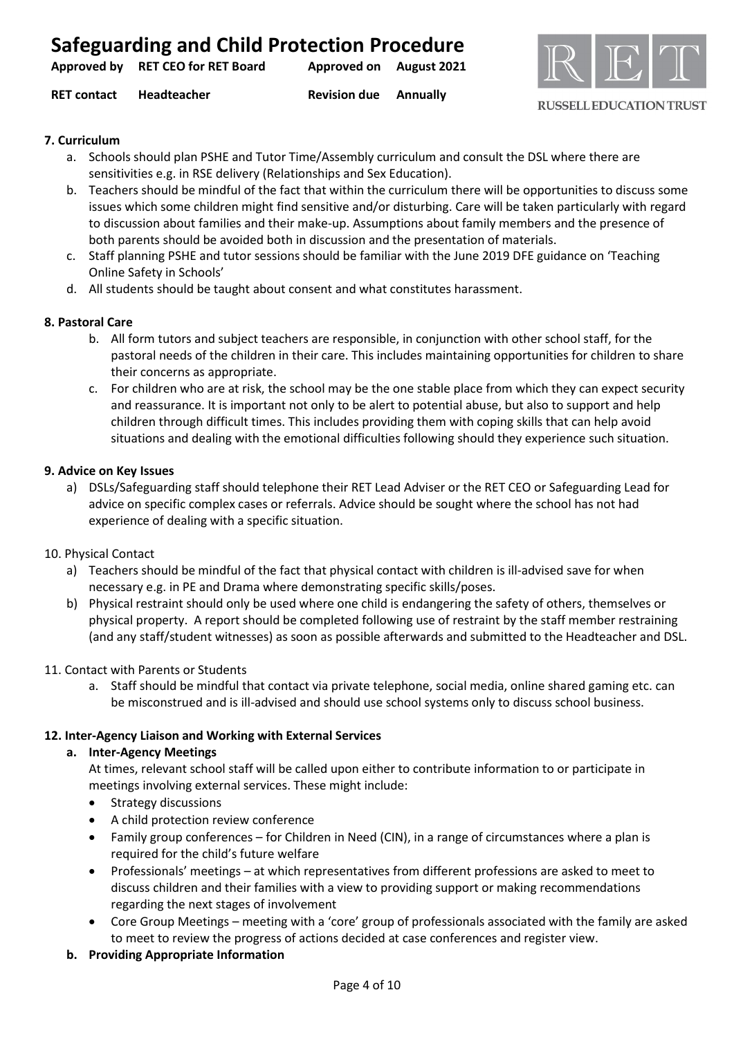**7. Curriculum**

a. Schools should plan PSHE and Tutor Time/Assembly curriculum and consult the DSL where there are sensitivities e.g. in RSE delivery (Relationships and Sex Education).
b. Teachers should be mindful of the fact that within the curriculum there will be opportunities to discuss some issues which some children might find sensitive and/or disturbing. Care will be taken particularly with regard to discussion about families and their make-up. Assumptions about family members and the presence of both parents should be avoided both in discussion and the presentation of materials.
c. Staff planning PSHE and tutor sessions should be familiar with the June 2019 DFE guidance on 'Teaching Online Safety in Schools'
d. All students should be taught about consent and what constitutes harassment.

**8. Pastoral Care**

b. All form tutors and subject teachers are responsible, in conjunction with other school staff, for the pastoral needs of the children in their care. This includes maintaining opportunities for children to share their concerns as appropriate.
c. For children who are at risk, the school may be the one stable place from which they can expect security and reassurance. It is important not only to be alert to potential abuse, but also to support and help children through difficult times. This includes providing them with coping skills that can help avoid situations and dealing with the emotional difficulties following should they experience such situation.

**9. Advice on Key Issues**

a) DSLs/Safeguarding staff should telephone their RET Lead Adviser or the RET CEO or Safeguarding Lead for advice on specific complex cases or referrals. Advice should be sought where the school has not had experience of dealing with a specific situation.

10. Physical Contact

a) Teachers should be mindful of the fact that physical contact with children is ill-advised save for when necessary e.g. in PE and Drama where demonstrating specific skills/poses.
b) Physical restraint should only be used where one child is endangering the safety of others, themselves or physical property. A report should be completed following use of restraint by the staff member restraining (and any staff/student witnesses) as soon as possible afterwards and submitted to the Headteacher and DSL.

11. Contact with Parents or Students

a. Staff should be mindful that contact via private telephone, social media, online shared gaming etc. can be misconstrued and is ill-advised and should use school systems only to discuss school business.

**12. Inter-Agency Liaison and Working with External Services**

**a. Inter-Agency Meetings**

At times, relevant school staff will be called upon either to contribute information to or participate in meetings involving external services. These might include:

- Strategy discussions
- A child protection review conference
- Family group conferences – for Children in Need (CIN), in a range of circumstances where a plan is required for the child's future welfare
- Professionals' meetings – at which representatives from different professions are asked to meet to discuss children and their families with a view to providing support or making recommendations regarding the next stages of involvement
- Core Group Meetings – meeting with a 'core' group of professionals associated with the family are asked to meet to review the progress of actions decided at case conferences and register view.

**b. Providing Appropriate Information**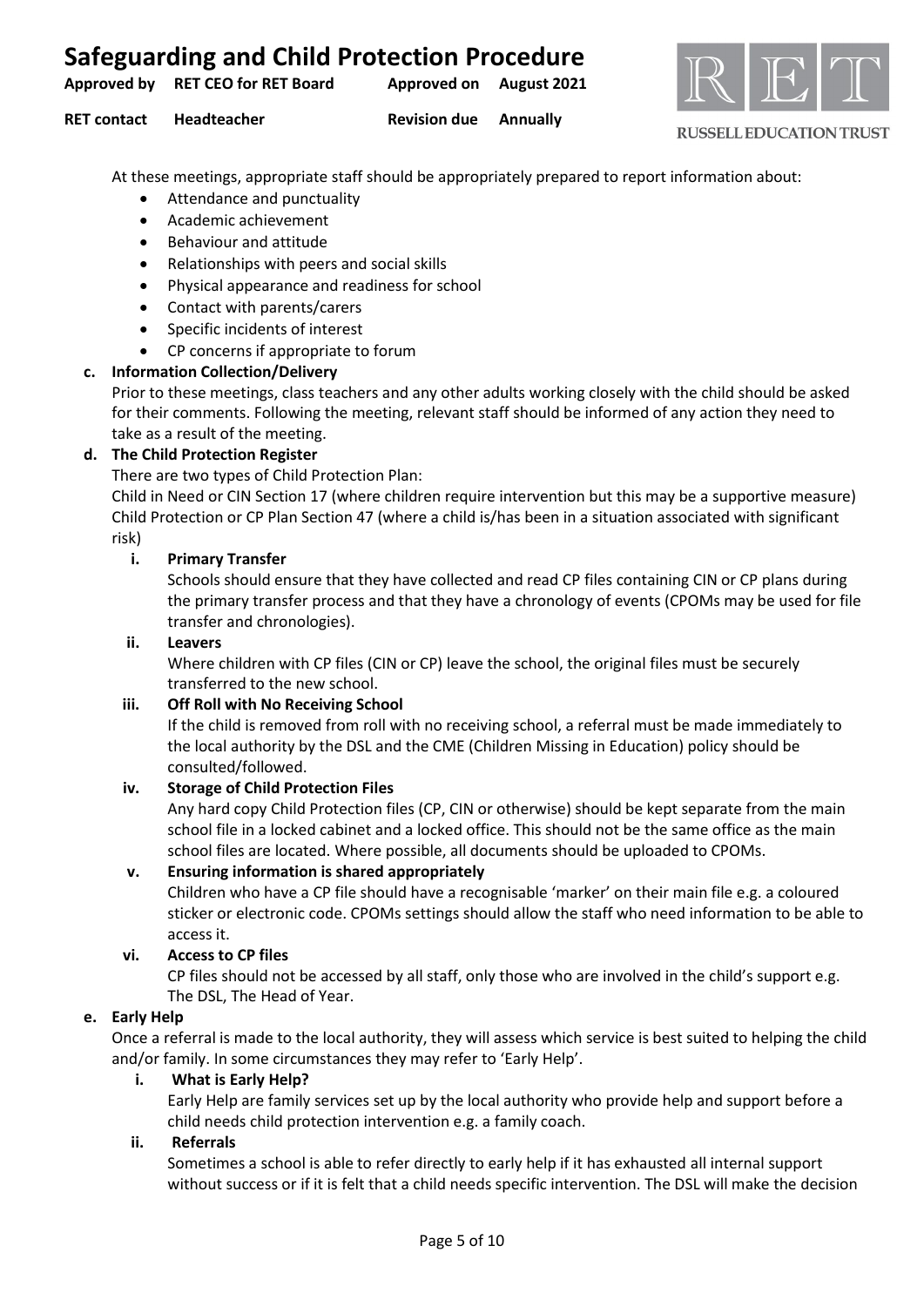At these meetings, appropriate staff should be appropriately prepared to report information about:

- Attendance and punctuality
- Academic achievement
- Behaviour and attitude
- Relationships with peers and social skills
- Physical appearance and readiness for school
- Contact with parents/carers
- Specific incidents of interest
- CP concerns if appropriate to forum

**c. Information Collection/Delivery**

Prior to these meetings, class teachers and any other adults working closely with the child should be asked for their comments. Following the meeting, relevant staff should be informed of any action they need to take as a result of the meeting.

**d. The Child Protection Register**

There are two types of Child Protection Plan:

Child in Need or CIN Section 17 (where children require intervention but this may be a supportive measure)
Child Protection or CP Plan Section 47 (where a child is/has been in a situation associated with significant risk)

**i. Primary Transfer**

Schools should ensure that they have collected and read CP files containing CIN or CP plans during the primary transfer process and that they have a chronology of events (CPOMs may be used for file transfer and chronologies).

**ii. Leavers**

Where children with CP files (CIN or CP) leave the school, the original files must be securely transferred to the new school.

**iii. Off Roll with No Receiving School**

If the child is removed from roll with no receiving school, a referral must be made immediately to the local authority by the DSL and the CME (Children Missing in Education) policy should be consulted/followed.

**iv. Storage of Child Protection Files**

Any hard copy Child Protection files (CP, CIN or otherwise) should be kept separate from the main school file in a locked cabinet and a locked office. This should not be the same office as the main school files are located. Where possible, all documents should be uploaded to CPOMs.

**v. Ensuring information is shared appropriately**

Children who have a CP file should have a recognisable 'marker' on their main file e.g. a coloured sticker or electronic code. CPOMs settings should allow the staff who need information to be able to access it.

**vi. Access to CP files**

CP files should not be accessed by all staff, only those who are involved in the child's support e.g. The DSL, The Head of Year.

**e. Early Help**

Once a referral is made to the local authority, they will assess which service is best suited to helping the child and/or family. In some circumstances they may refer to 'Early Help'.

**i. What is Early Help?**

Early Help are family services set up by the local authority who provide help and support before a child needs child protection intervention e.g. a family coach.

**ii. Referrals**

Sometimes a school is able to refer directly to early help if it has exhausted all internal support without success or if it is felt that a child needs specific intervention. The DSL will make the decision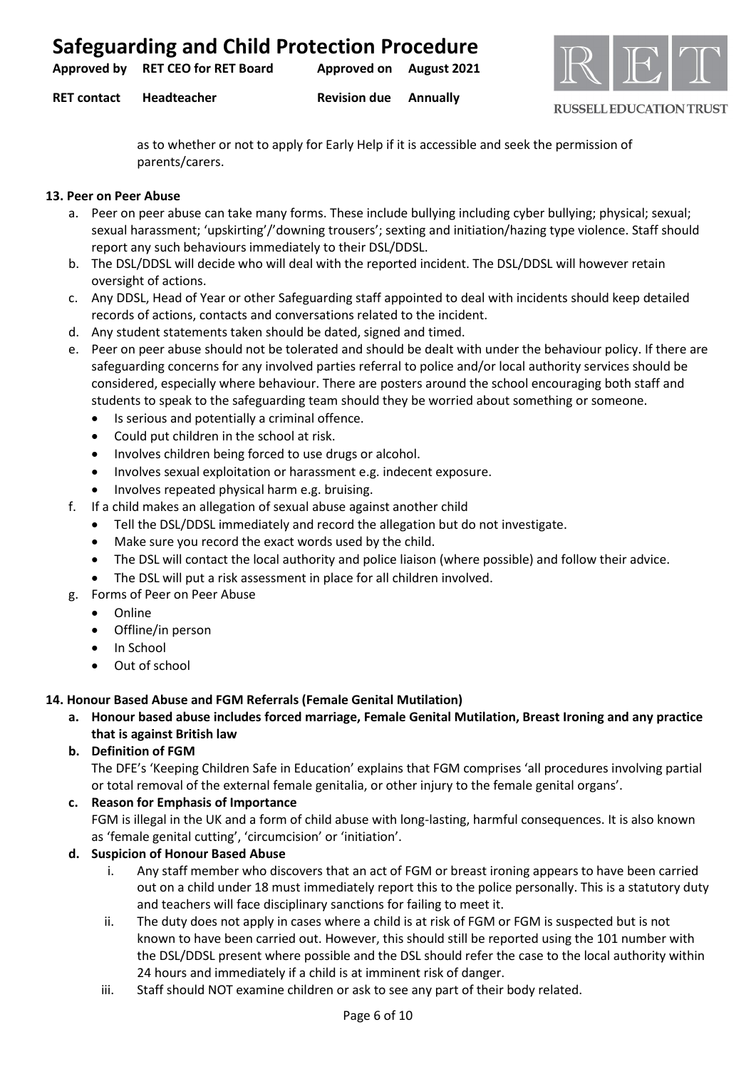as to whether or not to apply for Early Help if it is accessible and seek the permission of parents/carers.

**13. Peer on Peer Abuse**

a. Peer on peer abuse can take many forms. These include bullying including cyber bullying; physical; sexual; sexual harassment; 'upskirting'/'downing trousers'; sexting and initiation/hazing type violence. Staff should report any such behaviours immediately to their DSL/DDSL.

b. The DSL/DDSL will decide who will deal with the reported incident. The DSL/DDSL will however retain oversight of actions.

c. Any DDSL, Head of Year or other Safeguarding staff appointed to deal with incidents should keep detailed records of actions, contacts and conversations related to the incident.

d. Any student statements taken should be dated, signed and timed.

e. Peer on peer abuse should not be tolerated and should be dealt with under the behaviour policy. If there are safeguarding concerns for any involved parties referral to police and/or local authority services should be considered, especially where behaviour. There are posters around the school encouraging both staff and students to speak to the safeguarding team should they be worried about something or someone.
   - Is serious and potentially a criminal offence.
   - Could put children in the school at risk.
   - Involves children being forced to use drugs or alcohol.
   - Involves sexual exploitation or harassment e.g. indecent exposure.
   - Involves repeated physical harm e.g. bruising.

f. If a child makes an allegation of sexual abuse against another child
   - Tell the DSL/DDSL immediately and record the allegation but do not investigate.
   - Make sure you record the exact words used by the child.
   - The DSL will contact the local authority and police liaison (where possible) and follow their advice.
   - The DSL will put a risk assessment in place for all children involved.

g. Forms of Peer on Peer Abuse
   - Online
   - Offline/in person
   - In School
   - Out of school

**14. Honour Based Abuse and FGM Referrals (Female Genital Mutilation)**

**a. Honour based abuse includes forced marriage, Female Genital Mutilation, Breast Ironing and any practice that is against British law**

**b. Definition of FGM**

The DFE's 'Keeping Children Safe in Education' explains that FGM comprises 'all procedures involving partial or total removal of the external female genitalia, or other injury to the female genital organs'.

**c. Reason for Emphasis of Importance**

FGM is illegal in the UK and a form of child abuse with long-lasting, harmful consequences. It is also known as 'female genital cutting', 'circumcision' or 'initiation'.

**d. Suspicion of Honour Based Abuse**

i. Any staff member who discovers that an act of FGM or breast ironing appears to have been carried out on a child under 18 must immediately report this to the police personally. This is a statutory duty and teachers will face disciplinary sanctions for failing to meet it.

ii. The duty does not apply in cases where a child is at risk of FGM or FGM is suspected but is not known to have been carried out. However, this should still be reported using the 101 number with the DSL/DDSL present where possible and the DSL should refer the case to the local authority within 24 hours and immediately if a child is at imminent risk of danger.

iii. Staff should NOT examine children or ask to see any part of their body related.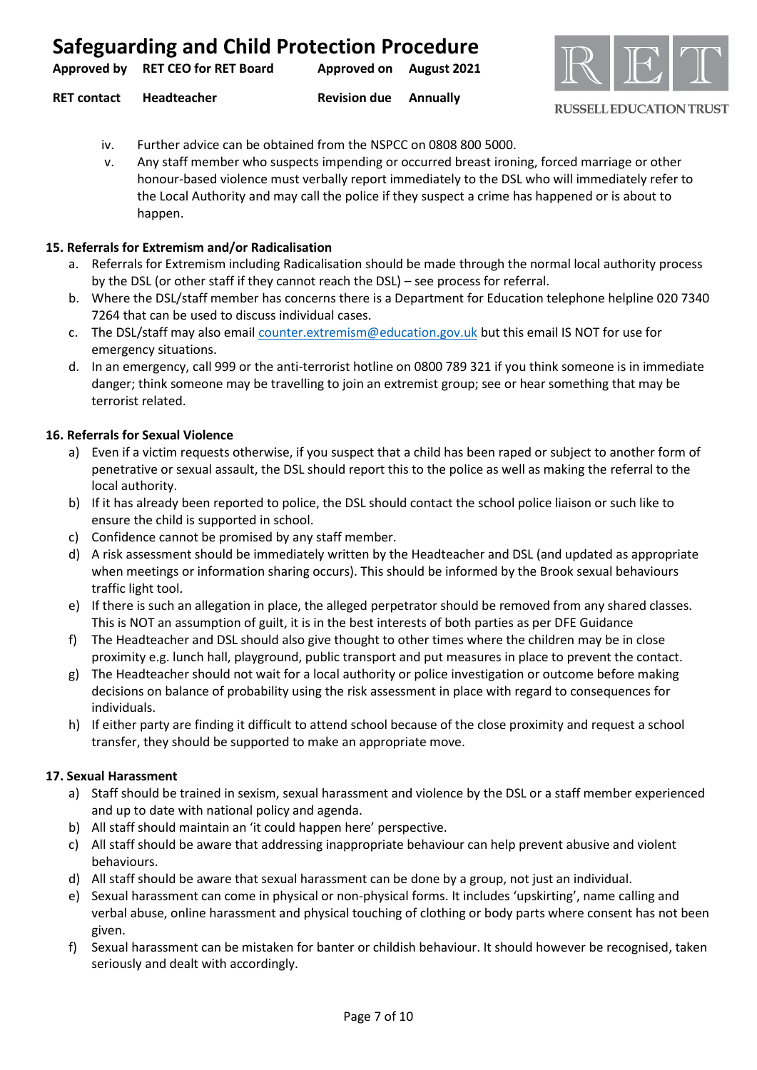iv. Further advice can be obtained from the NSPCC on 0808 800 5000.

v. Any staff member who suspects impending or occurred breast ironing, forced marriage or other honour-based violence must verbally report immediately to the DSL who will immediately refer to the Local Authority and may call the police if they suspect a crime has happened or is about to happen.

**15. Referrals for Extremism and/or Radicalisation**

a. Referrals for Extremism including Radicalisation should be made through the normal local authority process by the DSL (or other staff if they cannot reach the DSL) – see process for referral.

b. Where the DSL/staff member has concerns there is a Department for Education telephone helpline 020 7340 7264 that can be used to discuss individual cases.

c. The DSL/staff may also email counter.extremism@education.gov.uk but this email IS NOT for use for emergency situations.

d. In an emergency, call 999 or the anti-terrorist hotline on 0800 789 321 if you think someone is in immediate danger; think someone may be travelling to join an extremist group; see or hear something that may be terrorist related.

**16. Referrals for Sexual Violence**

a) Even if a victim requests otherwise, if you suspect that a child has been raped or subject to another form of penetrative or sexual assault, the DSL should report this to the police as well as making the referral to the local authority.

b) If it has already been reported to police, the DSL should contact the school police liaison or such like to ensure the child is supported in school.

c) Confidence cannot be promised by any staff member.

d) A risk assessment should be immediately written by the Headteacher and DSL (and updated as appropriate when meetings or information sharing occurs). This should be informed by the Brook sexual behaviours traffic light tool.

e) If there is such an allegation in place, the alleged perpetrator should be removed from any shared classes. This is NOT an assumption of guilt, it is in the best interests of both parties as per DFE Guidance

f) The Headteacher and DSL should also give thought to other times where the children may be in close proximity e.g. lunch hall, playground, public transport and put measures in place to prevent the contact.

g) The Headteacher should not wait for a local authority or police investigation or outcome before making decisions on balance of probability using the risk assessment in place with regard to consequences for individuals.

h) If either party are finding it difficult to attend school because of the close proximity and request a school transfer, they should be supported to make an appropriate move.

**17. Sexual Harassment**

a) Staff should be trained in sexism, sexual harassment and violence by the DSL or a staff member experienced and up to date with national policy and agenda.

b) All staff should maintain an 'it could happen here' perspective.

c) All staff should be aware that addressing inappropriate behaviour can help prevent abusive and violent behaviours.

d) All staff should be aware that sexual harassment can be done by a group, not just an individual.

e) Sexual harassment can come in physical or non-physical forms. It includes 'upskirting', name calling and verbal abuse, online harassment and physical touching of clothing or body parts where consent has not been given.

f) Sexual harassment can be mistaken for banter or childish behaviour. It should however be recognised, taken seriously and dealt with accordingly.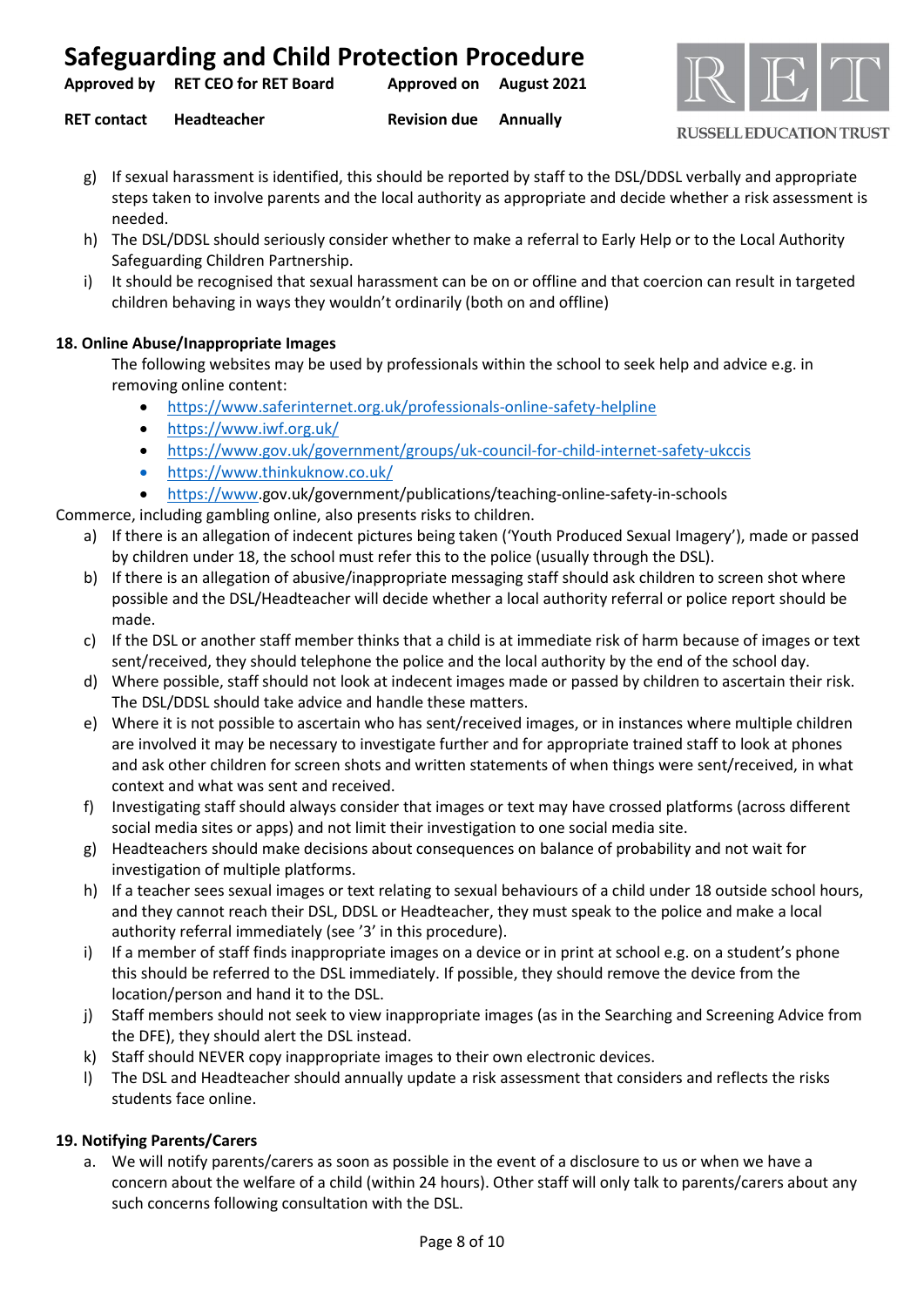g) If sexual harassment is identified, this should be reported by staff to the DSL/DDSL verbally and appropriate steps taken to involve parents and the local authority as appropriate and decide whether a risk assessment is needed.
h) The DSL/DDSL should seriously consider whether to make a referral to Early Help or to the Local Authority Safeguarding Children Partnership.
i) It should be recognised that sexual harassment can be on or offline and that coercion can result in targeted children behaving in ways they wouldn't ordinarily (both on and offline)

### 18. Online Abuse/Inappropriate Images

The following websites may be used by professionals within the school to seek help and advice e.g. in removing online content:

- https://www.saferinternet.org.uk/professionals-online-safety-helpline
- https://www.iwf.org.uk/
- https://www.gov.uk/government/groups/uk-council-for-child-internet-safety-ukccis
- https://www.thinkuknow.co.uk/
- https://www.gov.uk/government/publications/teaching-online-safety-in-schools

Commerce, including gambling online, also presents risks to children.

a) If there is an allegation of indecent pictures being taken ('Youth Produced Sexual Imagery'), made or passed by children under 18, the school must refer this to the police (usually through the DSL).
b) If there is an allegation of abusive/inappropriate messaging staff should ask children to screen shot where possible and the DSL/Headteacher will decide whether a local authority referral or police report should be made.
c) If the DSL or another staff member thinks that a child is at immediate risk of harm because of images or text sent/received, they should telephone the police and the local authority by the end of the school day.
d) Where possible, staff should not look at indecent images made or passed by children to ascertain their risk. The DSL/DDSL should take advice and handle these matters.
e) Where it is not possible to ascertain who has sent/received images, or in instances where multiple children are involved it may be necessary to investigate further and for appropriate trained staff to look at phones and ask other children for screen shots and written statements of when things were sent/received, in what context and what was sent and received.
f) Investigating staff should always consider that images or text may have crossed platforms (across different social media sites or apps) and not limit their investigation to one social media site.
g) Headteachers should make decisions about consequences on balance of probability and not wait for investigation of multiple platforms.
h) If a teacher sees sexual images or text relating to sexual behaviours of a child under 18 outside school hours, and they cannot reach their DSL, DDSL or Headteacher, they must speak to the police and make a local authority referral immediately (see '3' in this procedure).
i) If a member of staff finds inappropriate images on a device or in print at school e.g. on a student's phone this should be referred to the DSL immediately. If possible, they should remove the device from the location/person and hand it to the DSL.
j) Staff members should not seek to view inappropriate images (as in the Searching and Screening Advice from the DFE), they should alert the DSL instead.
k) Staff should NEVER copy inappropriate images to their own electronic devices.
l) The DSL and Headteacher should annually update a risk assessment that considers and reflects the risks students face online.

### 19. Notifying Parents/Carers

a. We will notify parents/carers as soon as possible in the event of a disclosure to us or when we have a concern about the welfare of a child (within 24 hours). Other staff will only talk to parents/carers about any such concerns following consultation with the DSL.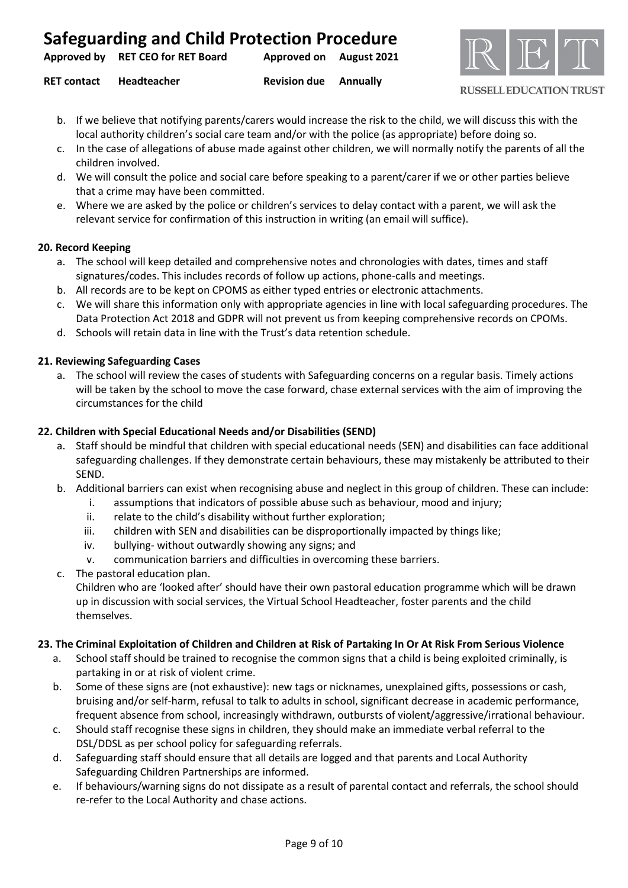b. If we believe that notifying parents/carers would increase the risk to the child, we will discuss this with the local authority children's social care team and/or with the police (as appropriate) before doing so.
c. In the case of allegations of abuse made against other children, we will normally notify the parents of all the children involved.
d. We will consult the police and social care before speaking to a parent/carer if we or other parties believe that a crime may have been committed.
e. Where we are asked by the police or children's services to delay contact with a parent, we will ask the relevant service for confirmation of this instruction in writing (an email will suffice).

**20. Record Keeping**

a. The school will keep detailed and comprehensive notes and chronologies with dates, times and staff signatures/codes. This includes records of follow up actions, phone-calls and meetings.
b. All records are to be kept on CPOMS as either typed entries or electronic attachments.
c. We will share this information only with appropriate agencies in line with local safeguarding procedures. The Data Protection Act 2018 and GDPR will not prevent us from keeping comprehensive records on CPOMs.
d. Schools will retain data in line with the Trust's data retention schedule.

**21. Reviewing Safeguarding Cases**

a. The school will review the cases of students with Safeguarding concerns on a regular basis. Timely actions will be taken by the school to move the case forward, chase external services with the aim of improving the circumstances for the child

**22. Children with Special Educational Needs and/or Disabilities (SEND)**

a. Staff should be mindful that children with special educational needs (SEN) and disabilities can face additional safeguarding challenges. If they demonstrate certain behaviours, these may mistakenly be attributed to their SEND.
b. Additional barriers can exist when recognising abuse and neglect in this group of children. These can include:
    i. assumptions that indicators of possible abuse such as behaviour, mood and injury;
    ii. relate to the child's disability without further exploration;
    iii. children with SEN and disabilities can be disproportionally impacted by things like;
    iv. bullying- without outwardly showing any signs; and
    v. communication barriers and difficulties in overcoming these barriers.
c. The pastoral education plan.
   Children who are 'looked after' should have their own pastoral education programme which will be drawn up in discussion with social services, the Virtual School Headteacher, foster parents and the child themselves.

**23. The Criminal Exploitation of Children and Children at Risk of Partaking In Or At Risk From Serious Violence**

a. School staff should be trained to recognise the common signs that a child is being exploited criminally, is partaking in or at risk of violent crime.
b. Some of these signs are (not exhaustive): new tags or nicknames, unexplained gifts, possessions or cash, bruising and/or self-harm, refusal to talk to adults in school, significant decrease in academic performance, frequent absence from school, increasingly withdrawn, outbursts of violent/aggressive/irrational behaviour.
c. Should staff recognise these signs in children, they should make an immediate verbal referral to the DSL/DDSL as per school policy for safeguarding referrals.
d. Safeguarding staff should ensure that all details are logged and that parents and Local Authority Safeguarding Children Partnerships are informed.
e. If behaviours/warning signs do not dissipate as a result of parental contact and referrals, the school should re-refer to the Local Authority and chase actions.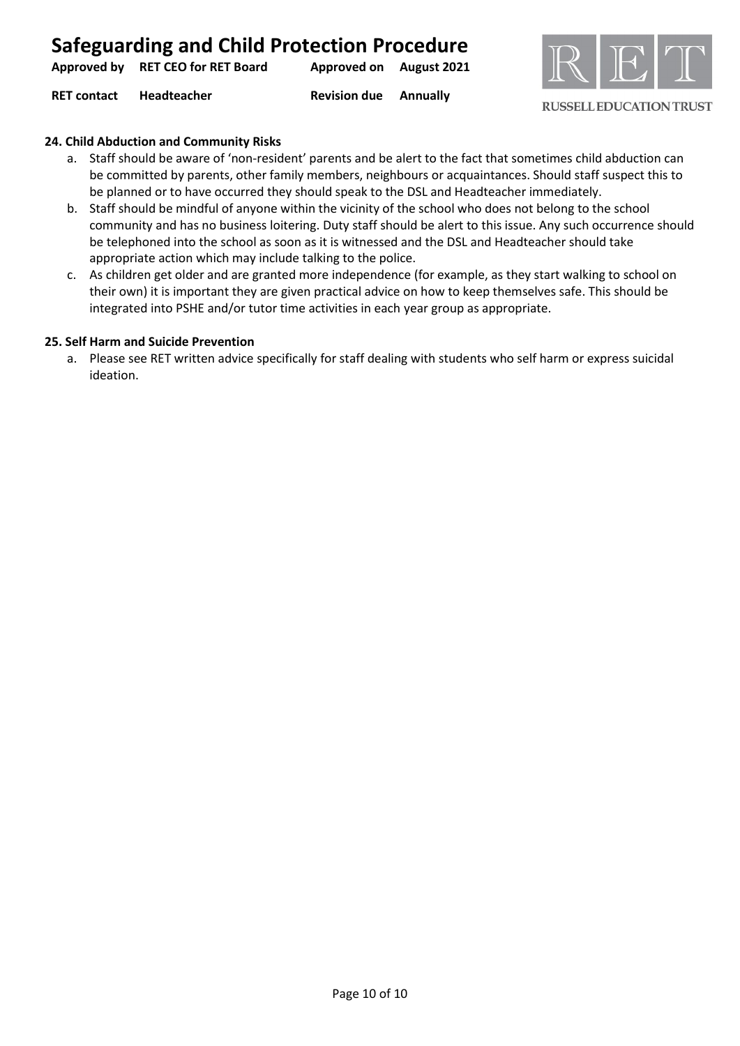#### 24. Child Abduction and Community Risks

a. Staff should be aware of 'non-resident' parents and be alert to the fact that sometimes child abduction can be committed by parents, other family members, neighbours or acquaintances. Should staff suspect this to be planned or to have occurred they should speak to the DSL and Headteacher immediately.

b. Staff should be mindful of anyone within the vicinity of the school who does not belong to the school community and has no business loitering. Duty staff should be alert to this issue. Any such occurrence should be telephoned into the school as soon as it is witnessed and the DSL and Headteacher should take appropriate action which may include talking to the police.

c. As children get older and are granted more independence (for example, as they start walking to school on their own) it is important they are given practical advice on how to keep themselves safe. This should be integrated into PSHE and/or tutor time activities in each year group as appropriate.

#### 25. Self Harm and Suicide Prevention

a. Please see RET written advice specifically for staff dealing with students who self harm or express suicidal ideation.